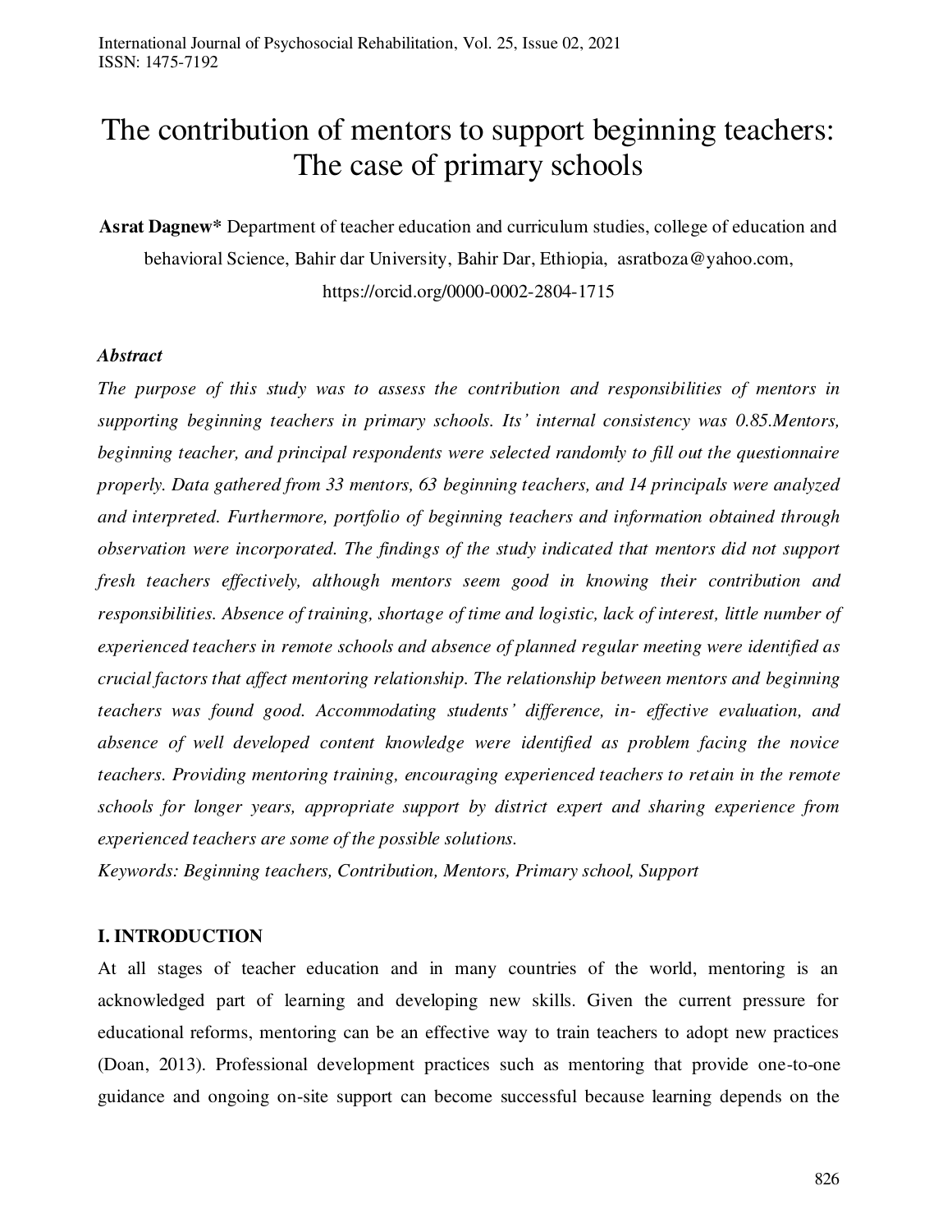# The contribution of mentors to support beginning teachers: The case of primary schools

**Asrat Dagnew*** Department of teacher education and curriculum studies, college of education and behavioral Science, Bahir dar University, Bahir Dar, Ethiopia, asratboza@yahoo.com, https://orcid.org/0000-0002-2804-1715

### *Abstract*

*The purpose of this study was to assess the contribution and responsibilities of mentors in supporting beginning teachers in primary schools. Its' internal consistency was 0.85.Mentors, beginning teacher, and principal respondents were selected randomly to fill out the questionnaire properly. Data gathered from 33 mentors, 63 beginning teachers, and 14 principals were analyzed and interpreted. Furthermore, portfolio of beginning teachers and information obtained through observation were incorporated. The findings of the study indicated that mentors did not support fresh teachers effectively, although mentors seem good in knowing their contribution and responsibilities. Absence of training, shortage of time and logistic, lack of interest, little number of experienced teachers in remote schools and absence of planned regular meeting were identified as crucial factors that affect mentoring relationship. The relationship between mentors and beginning teachers was found good. Accommodating students' difference, in- effective evaluation, and absence of well developed content knowledge were identified as problem facing the novice teachers. Providing mentoring training, encouraging experienced teachers to retain in the remote schools for longer years, appropriate support by district expert and sharing experience from experienced teachers are some of the possible solutions.*

*Keywords: Beginning teachers, Contribution, Mentors, Primary school, Support*

## I. INTRODUCTION

At all stages of teacher education and in many countries of the world, mentoring is an acknowledged part of learning and developing new skills. Given the current pressure for educational reforms, mentoring can be an effective way to train teachers to adopt new practices (Doan, 2013). Professional development practices such as mentoring that provide one-to-one guidance and ongoing on-site support can become successful because learning depends on the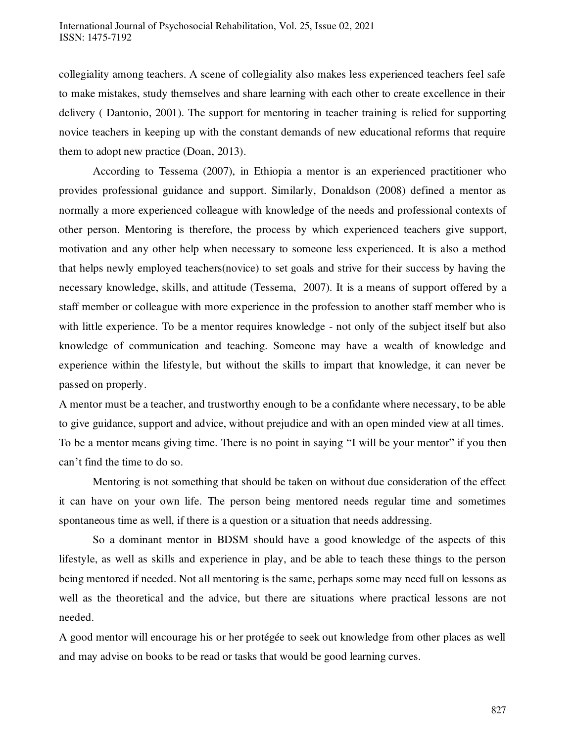collegiality among teachers. A scene of collegiality also makes less experienced teachers feel safe to make mistakes, study themselves and share learning with each other to create excellence in their delivery ( Dantonio, 2001). The support for mentoring in teacher training is relied for supporting novice teachers in keeping up with the constant demands of new educational reforms that require them to adopt new practice (Doan, 2013).

According to Tessema (2007), in Ethiopia a mentor is an experienced practitioner who provides professional guidance and support. Similarly, Donaldson (2008) defined a mentor as normally a more experienced colleague with knowledge of the needs and professional contexts of other person. Mentoring is therefore, the process by which experienced teachers give support, motivation and any other help when necessary to someone less experienced. It is also a method that helps newly employed teachers(novice) to set goals and strive for their success by having the necessary knowledge, skills, and attitude (Tessema, 2007). It is a means of support offered by a staff member or colleague with more experience in the profession to another staff member who is with little experience. To be a mentor requires knowledge - not only of the subject itself but also knowledge of communication and teaching. Someone may have a wealth of knowledge and experience within the lifestyle, but without the skills to impart that knowledge, it can never be passed on properly.

A mentor must be a teacher, and trustworthy enough to be a confidante where necessary, to be able to give guidance, support and advice, without prejudice and with an open minded view at all times. To be a mentor means giving time. There is no point in saying "I will be your mentor" if you then can't find the time to do so.

Mentoring is not something that should be taken on without due consideration of the effect it can have on your own life. The person being mentored needs regular time and sometimes spontaneous time as well, if there is a question or a situation that needs addressing.

So a dominant mentor in BDSM should have a good knowledge of the aspects of this lifestyle, as well as skills and experience in play, and be able to teach these things to the person being mentored if needed. Not all mentoring is the same, perhaps some may need full on lessons as well as the theoretical and the advice, but there are situations where practical lessons are not needed.

A good mentor will encourage his or her protégée to seek out knowledge from other places as well and may advise on books to be read or tasks that would be good learning curves.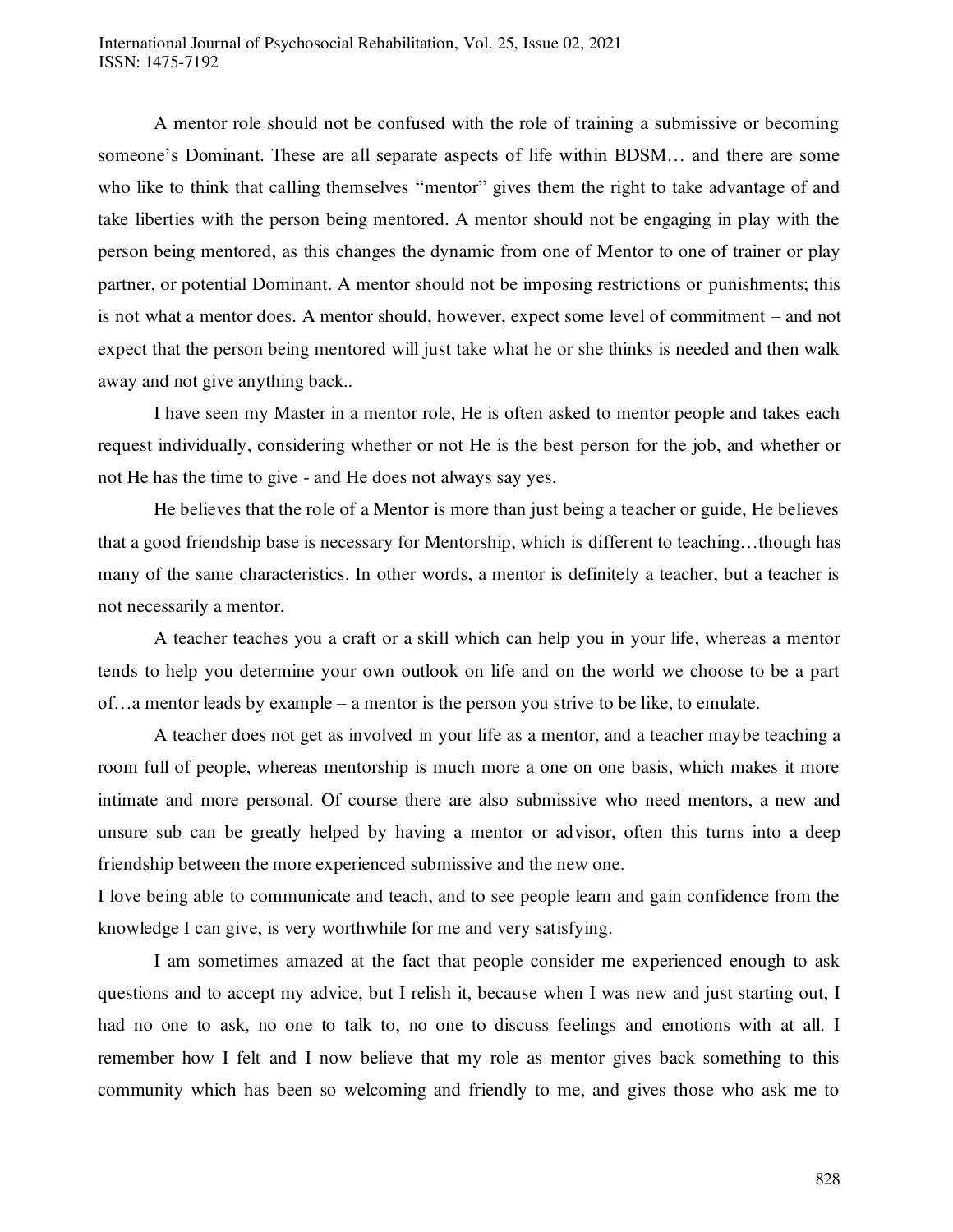A mentor role should not be confused with the role of training a submissive or becoming someone's Dominant. These are all separate aspects of life within BDSM… and there are some who like to think that calling themselves "mentor" gives them the right to take advantage of and take liberties with the person being mentored. A mentor should not be engaging in play with the person being mentored, as this changes the dynamic from one of Mentor to one of trainer or play partner, or potential Dominant. A mentor should not be imposing restrictions or punishments; this is not what a mentor does. A mentor should, however, expect some level of commitment – and not expect that the person being mentored will just take what he or she thinks is needed and then walk away and not give anything back..

I have seen my Master in a mentor role, He is often asked to mentor people and takes each request individually, considering whether or not He is the best person for the job, and whether or not He has the time to give - and He does not always say yes.

He believes that the role of a Mentor is more than just being a teacher or guide, He believes that a good friendship base is necessary for Mentorship, which is different to teaching…though has many of the same characteristics. In other words, a mentor is definitely a teacher, but a teacher is not necessarily a mentor.

A teacher teaches you a craft or a skill which can help you in your life, whereas a mentor tends to help you determine your own outlook on life and on the world we choose to be a part of…a mentor leads by example – a mentor is the person you strive to be like, to emulate.

A teacher does not get as involved in your life as a mentor, and a teacher maybe teaching a room full of people, whereas mentorship is much more a one on one basis, which makes it more intimate and more personal. Of course there are also submissive who need mentors, a new and unsure sub can be greatly helped by having a mentor or advisor, often this turns into a deep friendship between the more experienced submissive and the new one.

I love being able to communicate and teach, and to see people learn and gain confidence from the knowledge I can give, is very worthwhile for me and very satisfying.

I am sometimes amazed at the fact that people consider me experienced enough to ask questions and to accept my advice, but I relish it, because when I was new and just starting out, I had no one to ask, no one to talk to, no one to discuss feelings and emotions with at all. I remember how I felt and I now believe that my role as mentor gives back something to this community which has been so welcoming and friendly to me, and gives those who ask me to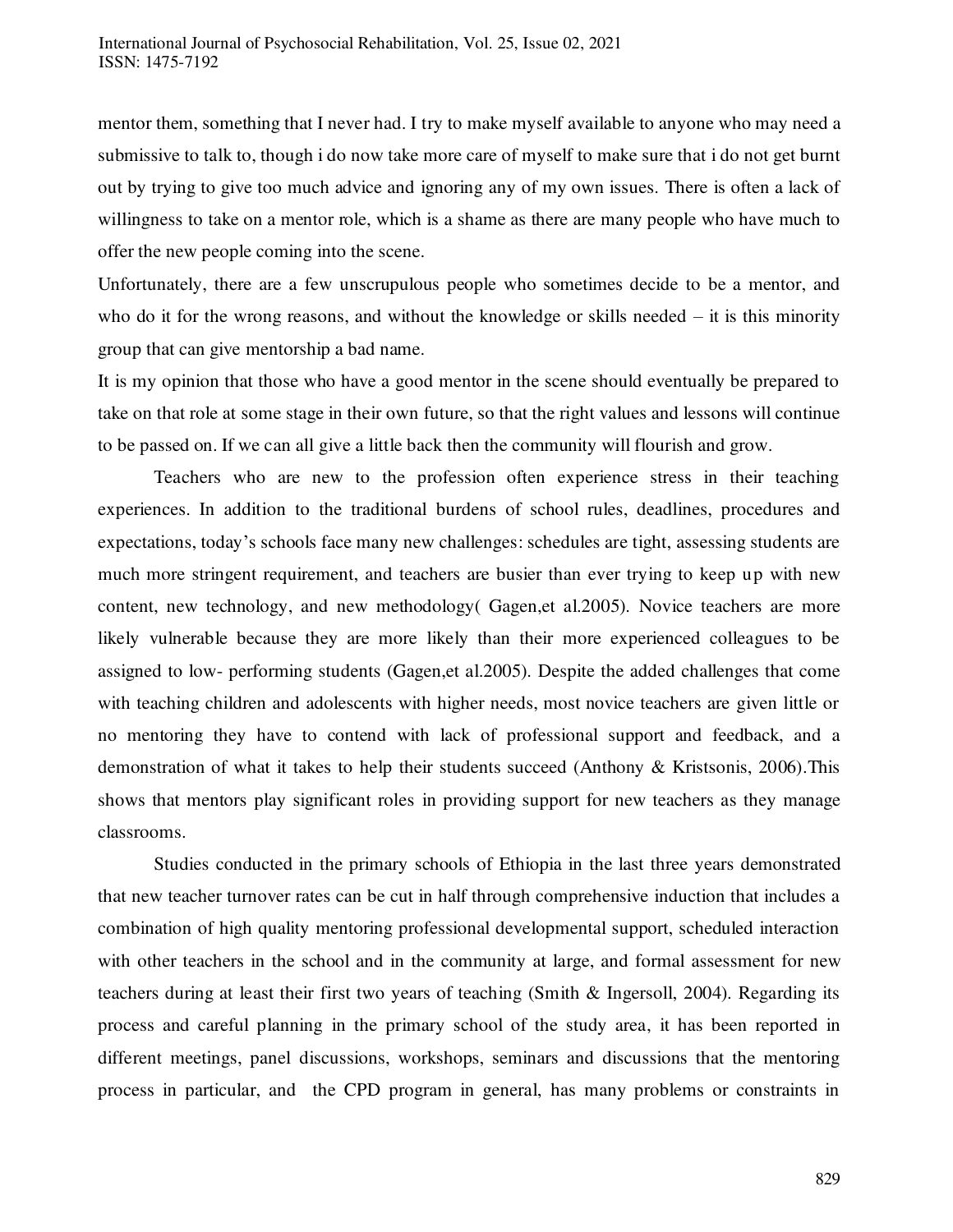mentor them, something that I never had. I try to make myself available to anyone who may need a submissive to talk to, though i do now take more care of myself to make sure that i do not get burnt out by trying to give too much advice and ignoring any of my own issues. There is often a lack of willingness to take on a mentor role, which is a shame as there are many people who have much to offer the new people coming into the scene.

Unfortunately, there are a few unscrupulous people who sometimes decide to be a mentor, and who do it for the wrong reasons, and without the knowledge or skills needed – it is this minority group that can give mentorship a bad name.

It is my opinion that those who have a good mentor in the scene should eventually be prepared to take on that role at some stage in their own future, so that the right values and lessons will continue to be passed on. If we can all give a little back then the community will flourish and grow.

Teachers who are new to the profession often experience stress in their teaching experiences. In addition to the traditional burdens of school rules, deadlines, procedures and expectations, today's schools face many new challenges: schedules are tight, assessing students are much more stringent requirement, and teachers are busier than ever trying to keep up with new content, new technology, and new methodology( Gagen,et al.2005). Novice teachers are more likely vulnerable because they are more likely than their more experienced colleagues to be assigned to low- performing students (Gagen,et al.2005). Despite the added challenges that come with teaching children and adolescents with higher needs, most novice teachers are given little or no mentoring they have to contend with lack of professional support and feedback, and a demonstration of what it takes to help their students succeed (Anthony & Kristsonis, 2006).This shows that mentors play significant roles in providing support for new teachers as they manage classrooms.

Studies conducted in the primary schools of Ethiopia in the last three years demonstrated that new teacher turnover rates can be cut in half through comprehensive induction that includes a combination of high quality mentoring professional developmental support, scheduled interaction with other teachers in the school and in the community at large, and formal assessment for new teachers during at least their first two years of teaching (Smith & Ingersoll, 2004). Regarding its process and careful planning in the primary school of the study area, it has been reported in different meetings, panel discussions, workshops, seminars and discussions that the mentoring process in particular, and the CPD program in general, has many problems or constraints in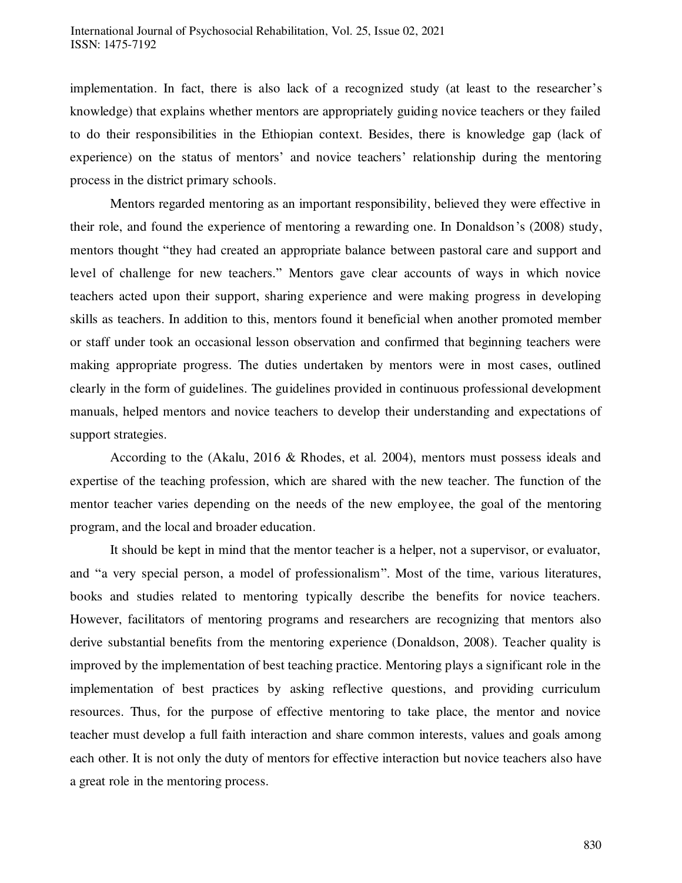implementation. In fact, there is also lack of a recognized study (at least to the researcher's knowledge) that explains whether mentors are appropriately guiding novice teachers or they failed to do their responsibilities in the Ethiopian context. Besides, there is knowledge gap (lack of experience) on the status of mentors' and novice teachers' relationship during the mentoring process in the district primary schools.

Mentors regarded mentoring as an important responsibility, believed they were effective in their role, and found the experience of mentoring a rewarding one. In Donaldson's (2008) study, mentors thought "they had created an appropriate balance between pastoral care and support and level of challenge for new teachers." Mentors gave clear accounts of ways in which novice teachers acted upon their support, sharing experience and were making progress in developing skills as teachers. In addition to this, mentors found it beneficial when another promoted member or staff under took an occasional lesson observation and confirmed that beginning teachers were making appropriate progress. The duties undertaken by mentors were in most cases, outlined clearly in the form of guidelines. The guidelines provided in continuous professional development manuals, helped mentors and novice teachers to develop their understanding and expectations of support strategies.

According to the (Akalu, 2016 & Rhodes, et al. 2004), mentors must possess ideals and expertise of the teaching profession, which are shared with the new teacher. The function of the mentor teacher varies depending on the needs of the new employee, the goal of the mentoring program, and the local and broader education.

It should be kept in mind that the mentor teacher is a helper, not a supervisor, or evaluator, and "a very special person, a model of professionalism". Most of the time, various literatures, books and studies related to mentoring typically describe the benefits for novice teachers. However, facilitators of mentoring programs and researchers are recognizing that mentors also derive substantial benefits from the mentoring experience (Donaldson, 2008). Teacher quality is improved by the implementation of best teaching practice. Mentoring plays a significant role in the implementation of best practices by asking reflective questions, and providing curriculum resources. Thus, for the purpose of effective mentoring to take place, the mentor and novice teacher must develop a full faith interaction and share common interests, values and goals among each other. It is not only the duty of mentors for effective interaction but novice teachers also have a great role in the mentoring process.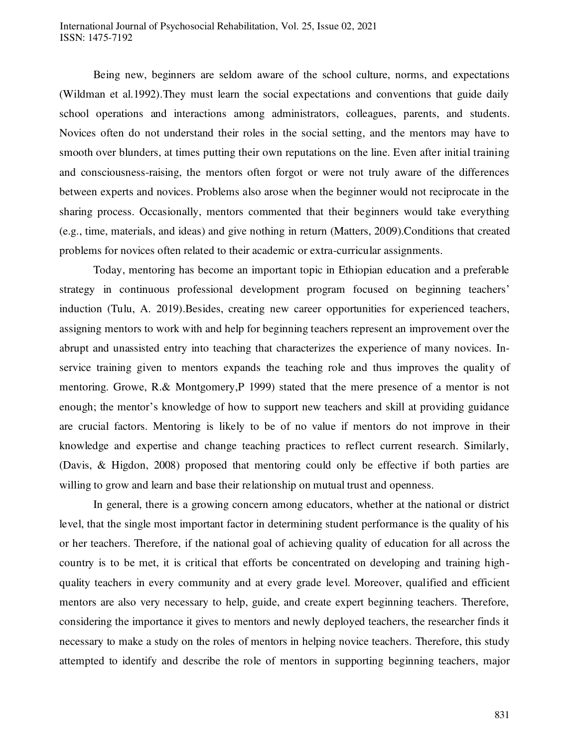Being new, beginners are seldom aware of the school culture, norms, and expectations (Wildman et al.1992).They must learn the social expectations and conventions that guide daily school operations and interactions among administrators, colleagues, parents, and students. Novices often do not understand their roles in the social setting, and the mentors may have to smooth over blunders, at times putting their own reputations on the line. Even after initial training and consciousness-raising, the mentors often forgot or were not truly aware of the differences between experts and novices. Problems also arose when the beginner would not reciprocate in the sharing process. Occasionally, mentors commented that their beginners would take everything (e.g., time, materials, and ideas) and give nothing in return (Matters, 2009).Conditions that created problems for novices often related to their academic or extra-curricular assignments.

Today, mentoring has become an important topic in Ethiopian education and a preferable strategy in continuous professional development program focused on beginning teachers' induction (Tulu, A. 2019).Besides, creating new career opportunities for experienced teachers, assigning mentors to work with and help for beginning teachers represent an improvement over the abrupt and unassisted entry into teaching that characterizes the experience of many novices. In-service training given to mentors expands the teaching role and thus improves the quality of mentoring. Growe, R.& Montgomery,P 1999) stated that the mere presence of a mentor is not enough; the mentor's knowledge of how to support new teachers and skill at providing guidance are crucial factors. Mentoring is likely to be of no value if mentors do not improve in their knowledge and expertise and change teaching practices to reflect current research. Similarly, (Davis, & Higdon, 2008) proposed that mentoring could only be effective if both parties are willing to grow and learn and base their relationship on mutual trust and openness.

In general, there is a growing concern among educators, whether at the national or district level, that the single most important factor in determining student performance is the quality of his or her teachers. Therefore, if the national goal of achieving quality of education for all across the country is to be met, it is critical that efforts be concentrated on developing and training high-quality teachers in every community and at every grade level. Moreover, qualified and efficient mentors are also very necessary to help, guide, and create expert beginning teachers. Therefore, considering the importance it gives to mentors and newly deployed teachers, the researcher finds it necessary to make a study on the roles of mentors in helping novice teachers. Therefore, this study attempted to identify and describe the role of mentors in supporting beginning teachers, major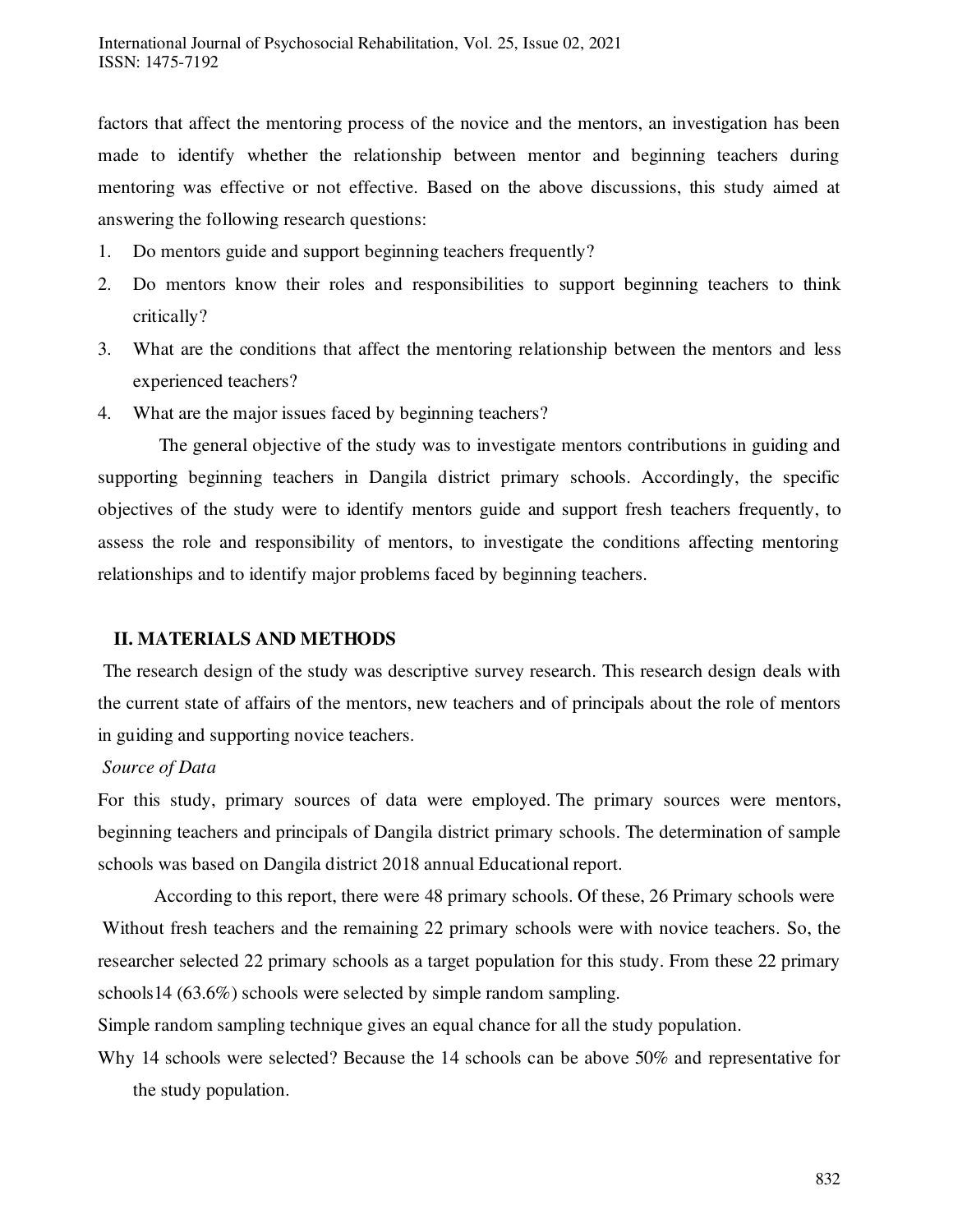factors that affect the mentoring process of the novice and the mentors, an investigation has been made to identify whether the relationship between mentor and beginning teachers during mentoring was effective or not effective. Based on the above discussions, this study aimed at answering the following research questions:

1. Do mentors guide and support beginning teachers frequently?
2. Do mentors know their roles and responsibilities to support beginning teachers to think critically?
3. What are the conditions that affect the mentoring relationship between the mentors and less experienced teachers?
4. What are the major issues faced by beginning teachers?

The general objective of the study was to investigate mentors contributions in guiding and supporting beginning teachers in Dangila district primary schools. Accordingly, the specific objectives of the study were to identify mentors guide and support fresh teachers frequently, to assess the role and responsibility of mentors, to investigate the conditions affecting mentoring relationships and to identify major problems faced by beginning teachers.

## II. MATERIALS AND METHODS

The research design of the study was descriptive survey research. This research design deals with the current state of affairs of the mentors, new teachers and of principals about the role of mentors in guiding and supporting novice teachers.

*Source of Data*

For this study, primary sources of data were employed. The primary sources were mentors, beginning teachers and principals of Dangila district primary schools. The determination of sample schools was based on Dangila district 2018 annual Educational report.

According to this report, there were 48 primary schools. Of these, 26 Primary schools were Without fresh teachers and the remaining 22 primary schools were with novice teachers. So, the researcher selected 22 primary schools as a target population for this study. From these 22 primary schools14 (63.6%) schools were selected by simple random sampling.

Simple random sampling technique gives an equal chance for all the study population.

Why 14 schools were selected? Because the 14 schools can be above 50% and representative for the study population.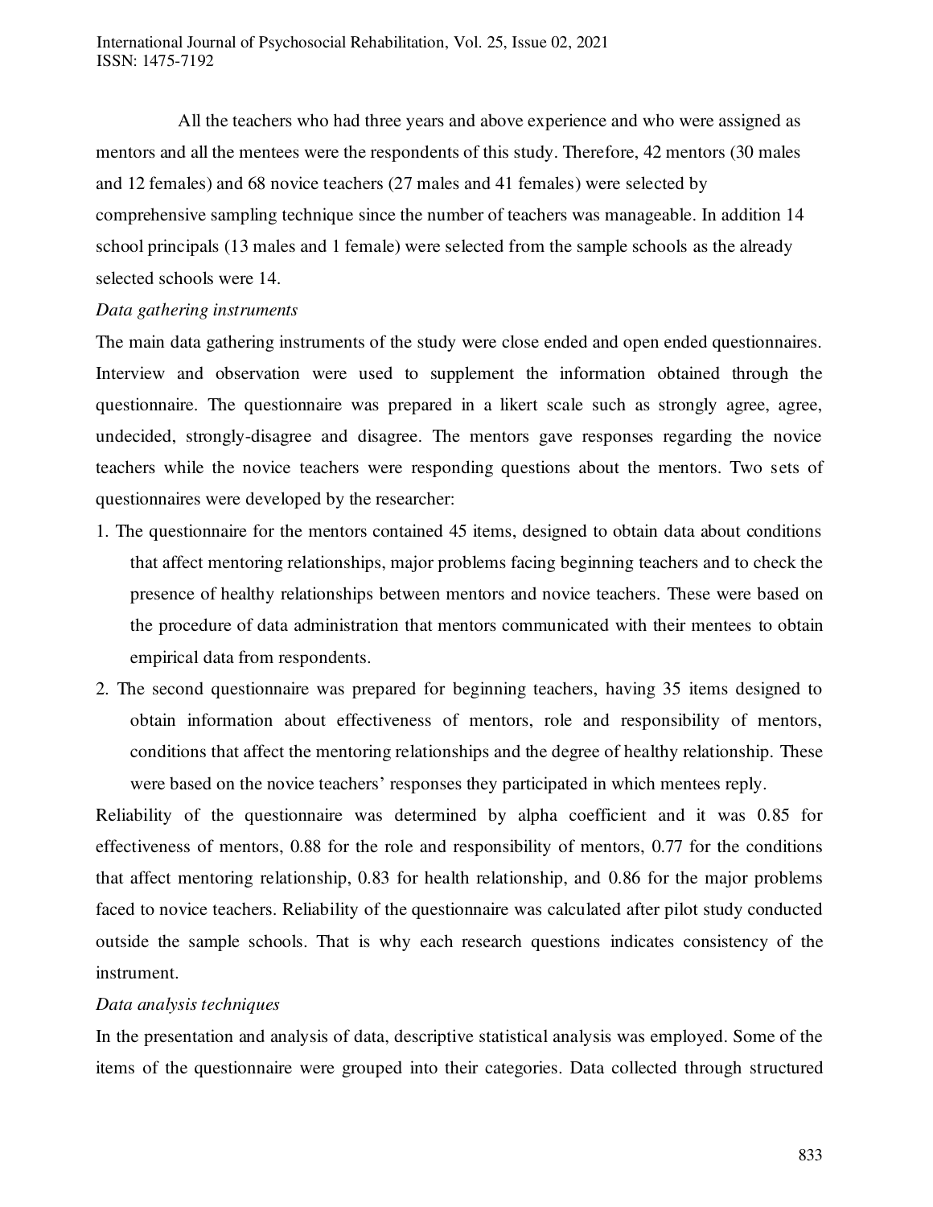All the teachers who had three years and above experience and who were assigned as mentors and all the mentees were the respondents of this study. Therefore, 42 mentors (30 males and 12 females) and 68 novice teachers (27 males and 41 females) were selected by comprehensive sampling technique since the number of teachers was manageable. In addition 14 school principals (13 males and 1 female) were selected from the sample schools as the already selected schools were 14.

*Data gathering instruments*

The main data gathering instruments of the study were close ended and open ended questionnaires. Interview and observation were used to supplement the information obtained through the questionnaire. The questionnaire was prepared in a likert scale such as strongly agree, agree, undecided, strongly-disagree and disagree. The mentors gave responses regarding the novice teachers while the novice teachers were responding questions about the mentors. Two sets of questionnaires were developed by the researcher:

1. The questionnaire for the mentors contained 45 items, designed to obtain data about conditions that affect mentoring relationships, major problems facing beginning teachers and to check the presence of healthy relationships between mentors and novice teachers. These were based on the procedure of data administration that mentors communicated with their mentees to obtain empirical data from respondents.
2. The second questionnaire was prepared for beginning teachers, having 35 items designed to obtain information about effectiveness of mentors, role and responsibility of mentors, conditions that affect the mentoring relationships and the degree of healthy relationship. These were based on the novice teachers' responses they participated in which mentees reply.

Reliability of the questionnaire was determined by alpha coefficient and it was 0.85 for effectiveness of mentors, 0.88 for the role and responsibility of mentors, 0.77 for the conditions that affect mentoring relationship, 0.83 for health relationship, and 0.86 for the major problems faced to novice teachers. Reliability of the questionnaire was calculated after pilot study conducted outside the sample schools. That is why each research questions indicates consistency of the instrument.

*Data analysis techniques*

In the presentation and analysis of data, descriptive statistical analysis was employed. Some of the items of the questionnaire were grouped into their categories. Data collected through structured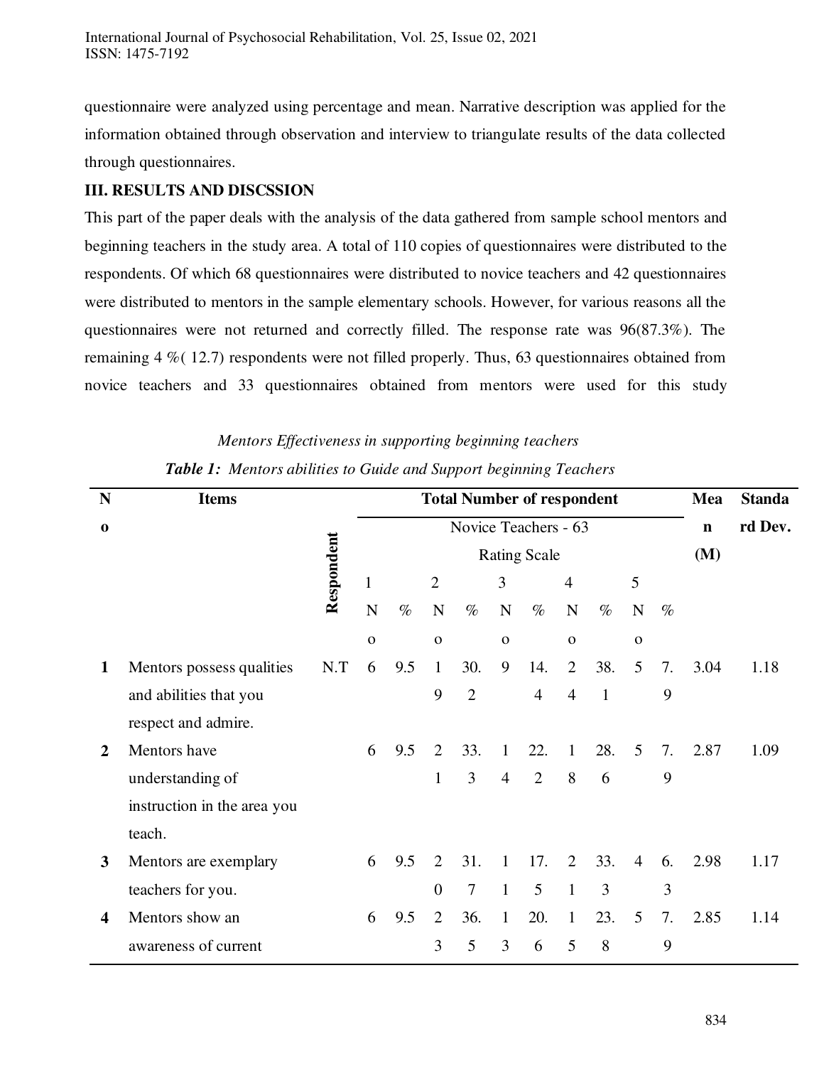questionnaire were analyzed using percentage and mean. Narrative description was applied for the information obtained through observation and interview to triangulate results of the data collected through questionnaires.

### III. RESULTS AND DISCSSION

This part of the paper deals with the analysis of the data gathered from sample school mentors and beginning teachers in the study area. A total of 110 copies of questionnaires were distributed to the respondents. Of which 68 questionnaires were distributed to novice teachers and 42 questionnaires were distributed to mentors in the sample elementary schools. However, for various reasons all the questionnaires were not returned and correctly filled. The response rate was 96(87.3%). The remaining 4 %( 12.7) respondents were not filled properly. Thus, 63 questionnaires obtained from novice teachers and 33 questionnaires obtained from mentors were used for this study

*Mentors Effectiveness in supporting beginning teachers*

***Table 1:*** *Mentors abilities to Guide and Support beginning Teachers*

| No | Items | Respondent | Total Number of respondent | | | | | | | | | | Mean (M) | Standard Dev. |
|---|---|---|---|---|---|---|---|---|---|---|---|---|---|---|
| | | | Novice Teachers - 63 | | | | | | | | | | | |
| | | | Rating Scale | | | | | | | | | | | |
| | | | 1 | | 2 | | 3 | | 4 | | 5 | | | |
| | | | No | % | No | % | No | % | No | % | No | % | | |
| 1 | Mentors possess qualities and abilities that you respect and admire. | N.T | 6 | 9.5 | 19 | 30.2 | 9 | 14.4 | 24 | 38.1 | 5 | 7.9 | 3.04 | 1.18 |
| 2 | Mentors have understanding of instruction in the area you teach. | | 6 | 9.5 | 21 | 33.3 | 14 | 22.2 | 18 | 28.6 | 5 | 7.9 | 2.87 | 1.09 |
| 3 | Mentors are exemplary teachers for you. | | 6 | 9.5 | 20 | 31.7 | 11 | 17.5 | 21 | 33.3 | 4 | 6.3 | 2.98 | 1.17 |
| 4 | Mentors show an awareness of current | | 6 | 9.5 | 23 | 36.5 | 13 | 20.6 | 15 | 23.8 | 5 | 7.9 | 2.85 | 1.14 |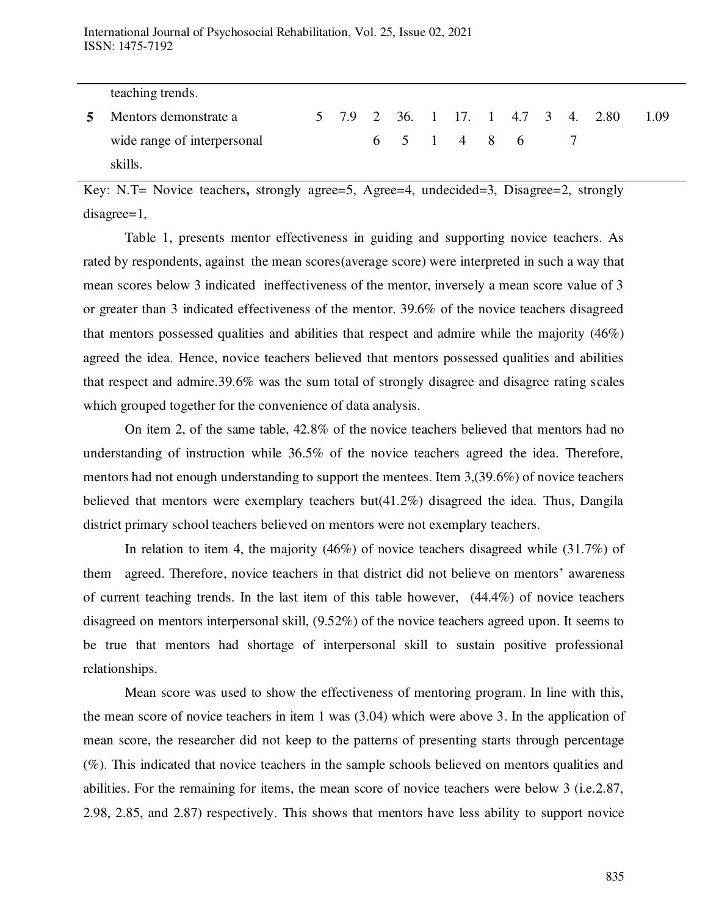| | teaching trends. | | | | | | | | | | | | |
|---|---|---|---|---|---|---|---|---|---|---|---|---|---|
| **5** | Mentors demonstrate a wide range of interpersonal skills. | 5 | 7.9 | 26 | 36.5 | 11 | 17.4 | 18 | 4.76 | 3 | 4.7 | 2.80 | 1.09 |

Key: N.T= Novice teachers**,** strongly agree=5, Agree=4, undecided=3, Disagree=2, strongly disagree=1,

Table 1, presents mentor effectiveness in guiding and supporting novice teachers. As rated by respondents, against the mean scores(average score) were interpreted in such a way that mean scores below 3 indicated ineffectiveness of the mentor, inversely a mean score value of 3 or greater than 3 indicated effectiveness of the mentor. 39.6% of the novice teachers disagreed that mentors possessed qualities and abilities that respect and admire while the majority (46%) agreed the idea. Hence, novice teachers believed that mentors possessed qualities and abilities that respect and admire.39.6% was the sum total of strongly disagree and disagree rating scales which grouped together for the convenience of data analysis.

On item 2, of the same table, 42.8% of the novice teachers believed that mentors had no understanding of instruction while 36.5% of the novice teachers agreed the idea. Therefore, mentors had not enough understanding to support the mentees. Item 3,(39.6%) of novice teachers believed that mentors were exemplary teachers but(41.2%) disagreed the idea. Thus, Dangila district primary school teachers believed on mentors were not exemplary teachers.

In relation to item 4, the majority (46%) of novice teachers disagreed while (31.7%) of them agreed. Therefore, novice teachers in that district did not believe on mentors' awareness of current teaching trends. In the last item of this table however, (44.4%) of novice teachers disagreed on mentors interpersonal skill, (9.52%) of the novice teachers agreed upon. It seems to be true that mentors had shortage of interpersonal skill to sustain positive professional relationships.

Mean score was used to show the effectiveness of mentoring program. In line with this, the mean score of novice teachers in item 1 was (3.04) which were above 3. In the application of mean score, the researcher did not keep to the patterns of presenting starts through percentage (%). This indicated that novice teachers in the sample schools believed on mentors qualities and abilities. For the remaining for items, the mean score of novice teachers were below 3 (i.e.2.87, 2.98, 2.85, and 2.87) respectively. This shows that mentors have less ability to support novice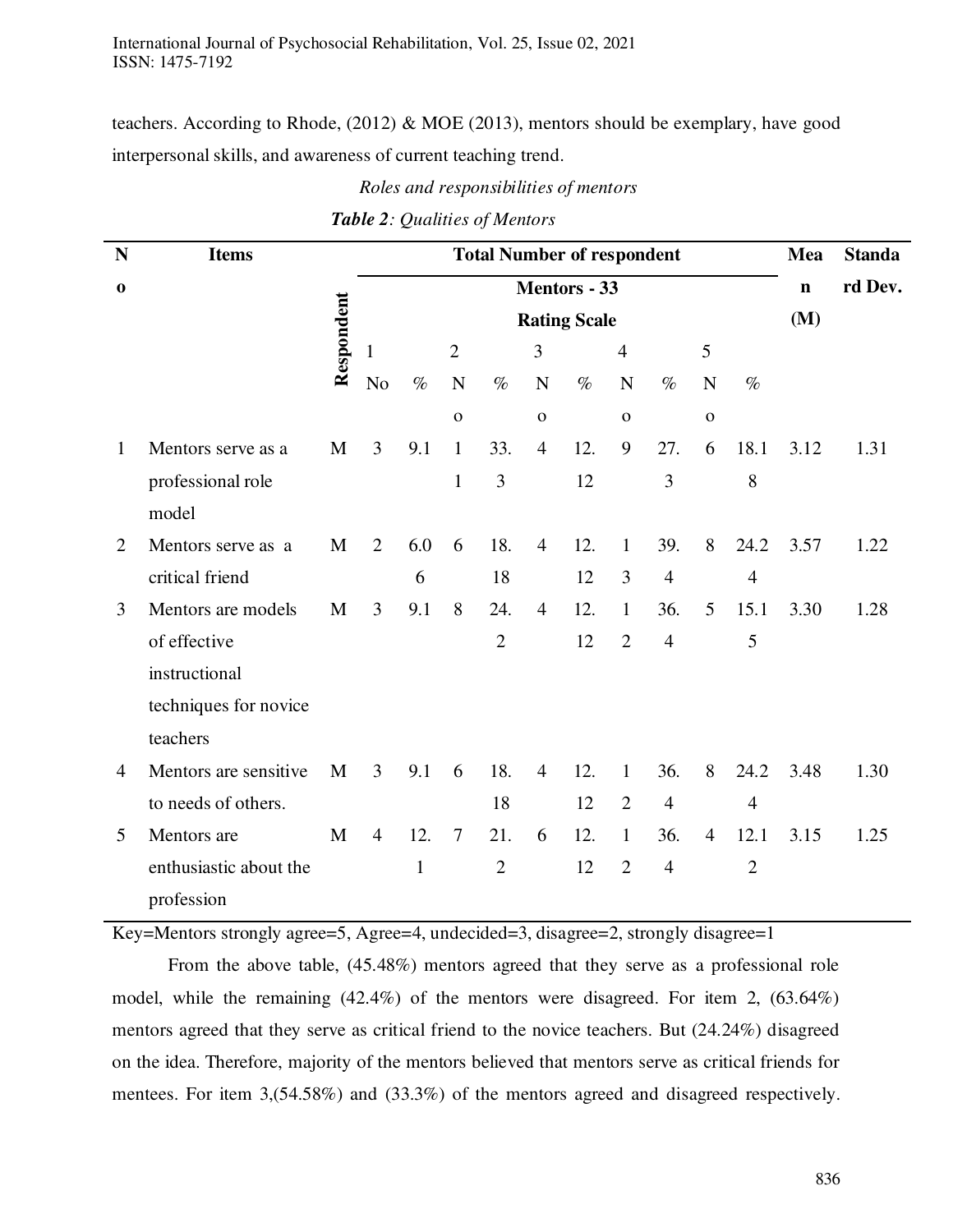teachers. According to Rhode, (2012) & MOE (2013), mentors should be exemplary, have good interpersonal skills, and awareness of current teaching trend.

*Roles and responsibilities of mentors*

***Table 2**: Qualities of Mentors*

| No | Items | Respondent | Total Number of respondent | | | | | | | | | | Mean (M) | Standard Dev. |
|---|---|---|---|---|---|---|---|---|---|---|---|---|---|---|
| | | | Mentors - 33 | | | | | | | | | | | |
| | | | Rating Scale | | | | | | | | | | | |
| | | | 1 | | 2 | | 3 | | 4 | | 5 | | | |
| | | | No | % | No | % | No | % | No | % | No | % | | |
| 1 | Mentors serve as a professional role model | M | 3 | 9.1 | 11 | 33.3 | 4 | 12.12 | 9 | 27.3 | 6 | 18.18 | 3.12 | 1.31 |
| 2 | Mentors serve as a critical friend | M | 2 | 6.06 | 6 | 18.18 | 4 | 12.12 | 13 | 39.4 | 8 | 24.24 | 3.57 | 1.22 |
| 3 | Mentors are models of effective instructional techniques for novice teachers | M | 3 | 9.1 | 8 | 24.2 | 4 | 12.12 | 12 | 36.4 | 5 | 15.15 | 3.30 | 1.28 |
| 4 | Mentors are sensitive to needs of others. | M | 3 | 9.1 | 6 | 18.18 | 4 | 12.12 | 12 | 36.4 | 8 | 24.24 | 3.48 | 1.30 |
| 5 | Mentors are enthusiastic about the profession | M | 4 | 12.1 | 7 | 21.2 | 6 | 12.12 | 12 | 36.4 | 4 | 12.12 | 3.15 | 1.25 |

Key=Mentors strongly agree=5, Agree=4, undecided=3, disagree=2, strongly disagree=1

From the above table, (45.48%) mentors agreed that they serve as a professional role model, while the remaining (42.4%) of the mentors were disagreed. For item 2, (63.64%) mentors agreed that they serve as critical friend to the novice teachers. But (24.24%) disagreed on the idea. Therefore, majority of the mentors believed that mentors serve as critical friends for mentees. For item 3,(54.58%) and (33.3%) of the mentors agreed and disagreed respectively.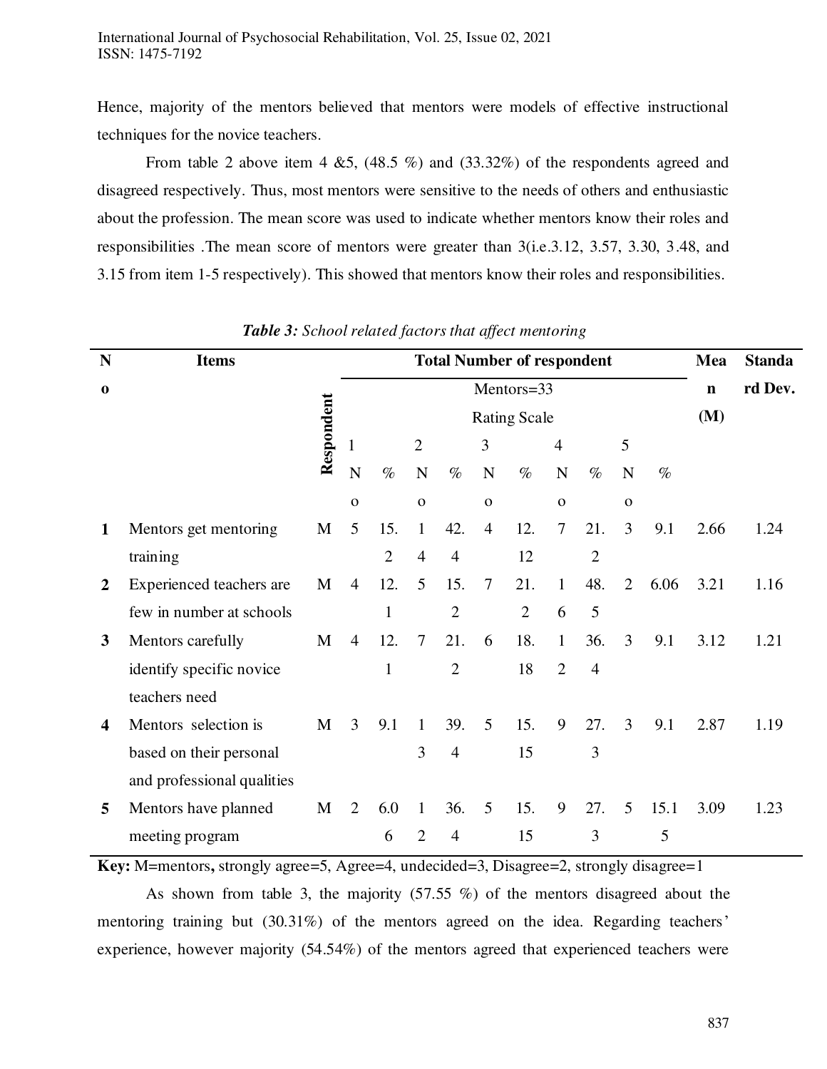Hence, majority of the mentors believed that mentors were models of effective instructional techniques for the novice teachers.

From table 2 above item 4 &5, (48.5 %) and (33.32%) of the respondents agreed and disagreed respectively. Thus, most mentors were sensitive to the needs of others and enthusiastic about the profession. The mean score was used to indicate whether mentors know their roles and responsibilities .The mean score of mentors were greater than 3(i.e.3.12, 3.57, 3.30, 3.48, and 3.15 from item 1-5 respectively). This showed that mentors know their roles and responsibilities.

***Table 3:*** *School related factors that affect mentoring*

| No | Items | Respondent | Total Number of respondent Mentors=33 Rating Scale | | | | | | | | | | Mean (M) | Standard Dev. |
|---|---|---|---|---|---|---|---|---|---|---|---|---|---|---|
| | | | 1 | | 2 | | 3 | | 4 | | 5 | | | |
| | | | No | % | No | % | No | % | No | % | No | % | | |
| **1** | Mentors get mentoring training | M | 5 | 15.2 | 14 | 42.4 | 4 | 12.12 | 7 | 21.2 | 3 | 9.1 | 2.66 | 1.24 |
| **2** | Experienced teachers are few in number at schools | M | 4 | 12.1 | 5 | 15.2 | 7 | 21.2 | 16 | 48.5 | 2 | 6.06 | 3.21 | 1.16 |
| **3** | Mentors carefully identify specific novice teachers need | M | 4 | 12.1 | 7 | 21.2 | 6 | 18.18 | 12 | 36.4 | 3 | 9.1 | 3.12 | 1.21 |
| **4** | Mentors selection is based on their personal and professional qualities | M | 3 | 9.1 | 13 | 39.4 | 5 | 15.15 | 9 | 27.3 | 3 | 9.1 | 2.87 | 1.19 |
| **5** | Mentors have planned meeting program | M | 2 | 6.06 | 12 | 36.4 | 5 | 15.15 | 9 | 27.3 | 5 | 15.15 | 3.09 | 1.23 |

**Key:** M=mentors**,** strongly agree=5, Agree=4, undecided=3, Disagree=2, strongly disagree=1

As shown from table 3, the majority (57.55 %) of the mentors disagreed about the mentoring training but (30.31%) of the mentors agreed on the idea. Regarding teachers' experience, however majority (54.54%) of the mentors agreed that experienced teachers were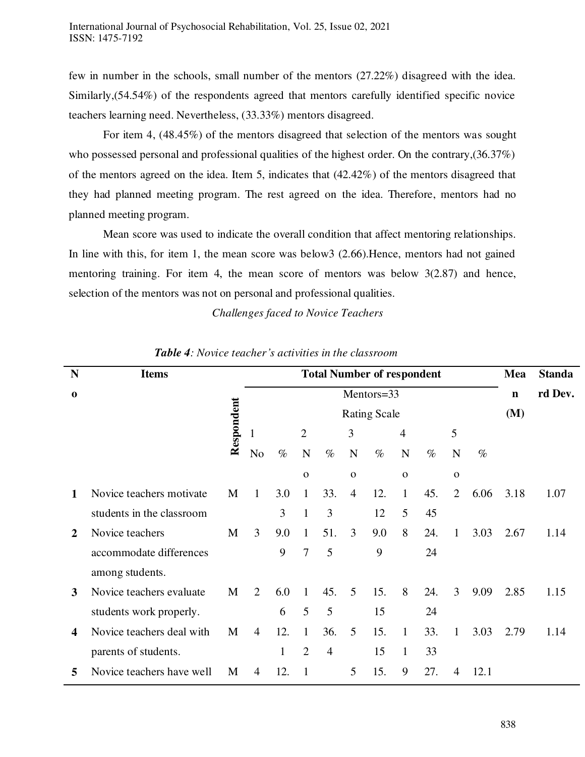few in number in the schools, small number of the mentors (27.22%) disagreed with the idea. Similarly,(54.54%) of the respondents agreed that mentors carefully identified specific novice teachers learning need. Nevertheless, (33.33%) mentors disagreed.

For item 4, (48.45%) of the mentors disagreed that selection of the mentors was sought who possessed personal and professional qualities of the highest order. On the contrary,(36.37%) of the mentors agreed on the idea. Item 5, indicates that (42.42%) of the mentors disagreed that they had planned meeting program. The rest agreed on the idea. Therefore, mentors had no planned meeting program.

Mean score was used to indicate the overall condition that affect mentoring relationships. In line with this, for item 1, the mean score was below3 (2.66).Hence, mentors had not gained mentoring training. For item 4, the mean score of mentors was below 3(2.87) and hence, selection of the mentors was not on personal and professional qualities.

*Challenges faced to Novice Teachers*

***Table 4**: Novice teacher's activities in the classroom*

| No | Items | Respondent | Total Number of respondent | | | | | | | | | | Mean (M) | Standard Dev. |
|---|---|---|---|---|---|---|---|---|---|---|---|---|---|---|
| | | | Mentors=33 | | | | | | | | | | | |
| | | | Rating Scale | | | | | | | | | | | |
| | | | 1 | | 2 | | 3 | | 4 | | 5 | | | |
| | | | No | % | No | % | No | % | No | % | No | % | | |
| 1 | Novice teachers motivate students in the classroom | M | 1 | 3.03 | 11 | 33.3 | 4 | 12.12 | 15 | 45.45 | 2 | 6.06 | 3.18 | 1.07 |
| 2 | Novice teachers accommodate differences among students. | M | 3 | 9.09 | 17 | 51.5 | 3 | 9.09 | 8 | 24.24 | 1 | 3.03 | 2.67 | 1.14 |
| 3 | Novice teachers evaluate students work properly. | M | 2 | 6.06 | 15 | 45.5 | 5 | 15.15 | 8 | 24.24 | 3 | 9.09 | 2.85 | 1.15 |
| 4 | Novice teachers deal with parents of students. | M | 4 | 12.1 | 12 | 36.4 | 5 | 15.15 | 11 | 33.33 | 1 | 3.03 | 2.79 | 1.14 |
| 5 | Novice teachers have well | M | 4 | 12. | 1 | | 5 | 15. | 9 | 27. | 4 | 12.1 | | |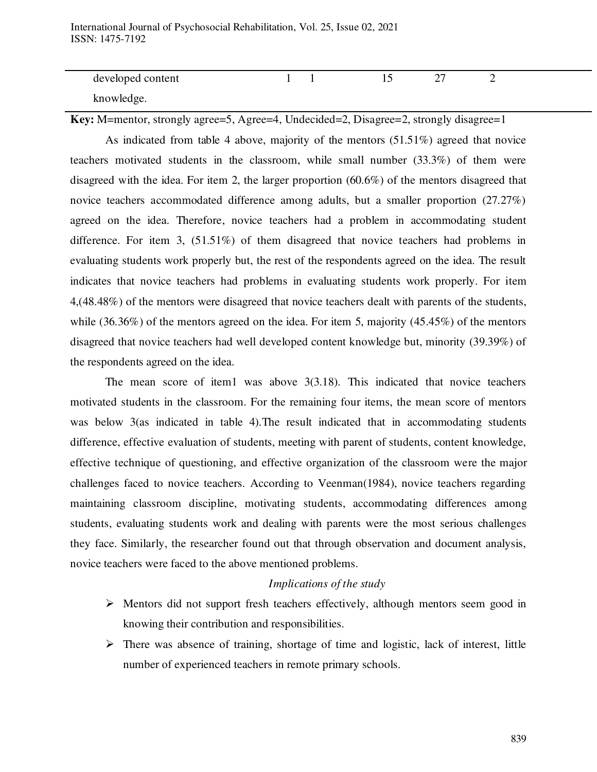| | | | | | |
|---|---|---|---|---|---|
| developed content knowledge. | 1 | 1 | 15 | 27 | 2 |

**Key:** M=mentor, strongly agree=5, Agree=4, Undecided=2, Disagree=2, strongly disagree=1

As indicated from table 4 above, majority of the mentors (51.51%) agreed that novice teachers motivated students in the classroom, while small number (33.3%) of them were disagreed with the idea. For item 2, the larger proportion (60.6%) of the mentors disagreed that novice teachers accommodated difference among adults, but a smaller proportion (27.27%) agreed on the idea. Therefore, novice teachers had a problem in accommodating student difference. For item 3, (51.51%) of them disagreed that novice teachers had problems in evaluating students work properly but, the rest of the respondents agreed on the idea. The result indicates that novice teachers had problems in evaluating students work properly. For item 4,(48.48%) of the mentors were disagreed that novice teachers dealt with parents of the students, while (36.36%) of the mentors agreed on the idea. For item 5, majority (45.45%) of the mentors disagreed that novice teachers had well developed content knowledge but, minority (39.39%) of the respondents agreed on the idea.

The mean score of item1 was above 3(3.18). This indicated that novice teachers motivated students in the classroom. For the remaining four items, the mean score of mentors was below 3(as indicated in table 4).The result indicated that in accommodating students difference, effective evaluation of students, meeting with parent of students, content knowledge, effective technique of questioning, and effective organization of the classroom were the major challenges faced to novice teachers. According to Veenman(1984), novice teachers regarding maintaining classroom discipline, motivating students, accommodating differences among students, evaluating students work and dealing with parents were the most serious challenges they face. Similarly, the researcher found out that through observation and document analysis, novice teachers were faced to the above mentioned problems.

*Implications of the study*

- Mentors did not support fresh teachers effectively, although mentors seem good in knowing their contribution and responsibilities.
- There was absence of training, shortage of time and logistic, lack of interest, little number of experienced teachers in remote primary schools.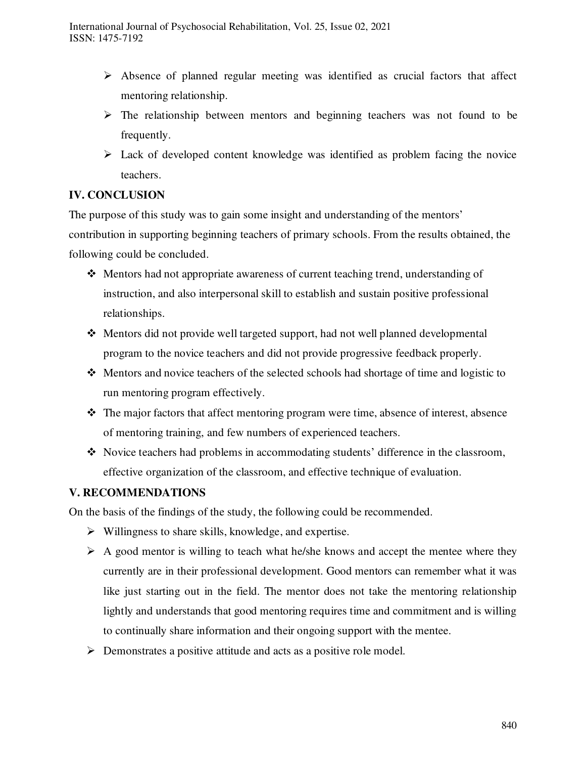- Absence of planned regular meeting was identified as crucial factors that affect mentoring relationship.
- The relationship between mentors and beginning teachers was not found to be frequently.
- Lack of developed content knowledge was identified as problem facing the novice teachers.

## IV. CONCLUSION

The purpose of this study was to gain some insight and understanding of the mentors' contribution in supporting beginning teachers of primary schools. From the results obtained, the following could be concluded.

- Mentors had not appropriate awareness of current teaching trend, understanding of instruction, and also interpersonal skill to establish and sustain positive professional relationships.
- Mentors did not provide well targeted support, had not well planned developmental program to the novice teachers and did not provide progressive feedback properly.
- Mentors and novice teachers of the selected schools had shortage of time and logistic to run mentoring program effectively.
- The major factors that affect mentoring program were time, absence of interest, absence of mentoring training, and few numbers of experienced teachers.
- Novice teachers had problems in accommodating students' difference in the classroom, effective organization of the classroom, and effective technique of evaluation.

## V. RECOMMENDATIONS

On the basis of the findings of the study, the following could be recommended.

- Willingness to share skills, knowledge, and expertise.
- A good mentor is willing to teach what he/she knows and accept the mentee where they currently are in their professional development. Good mentors can remember what it was like just starting out in the field. The mentor does not take the mentoring relationship lightly and understands that good mentoring requires time and commitment and is willing to continually share information and their ongoing support with the mentee.
- Demonstrates a positive attitude and acts as a positive role model.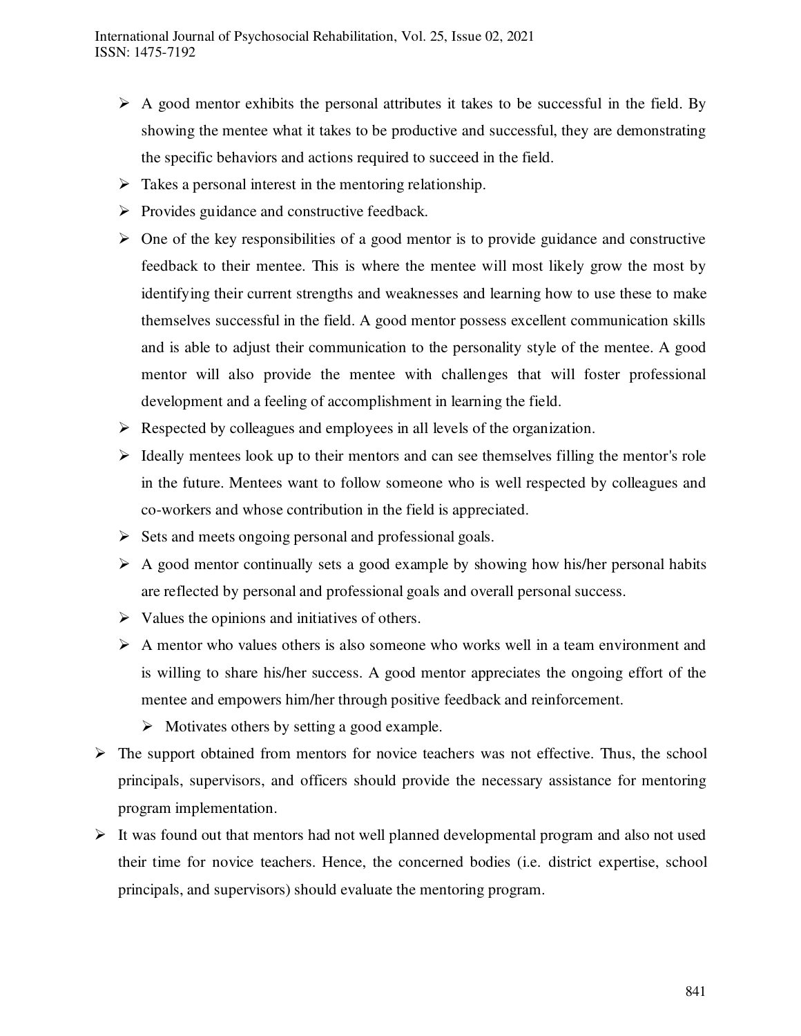- A good mentor exhibits the personal attributes it takes to be successful in the field. By showing the mentee what it takes to be productive and successful, they are demonstrating the specific behaviors and actions required to succeed in the field.
- Takes a personal interest in the mentoring relationship.
- Provides guidance and constructive feedback.
- One of the key responsibilities of a good mentor is to provide guidance and constructive feedback to their mentee. This is where the mentee will most likely grow the most by identifying their current strengths and weaknesses and learning how to use these to make themselves successful in the field. A good mentor possess excellent communication skills and is able to adjust their communication to the personality style of the mentee. A good mentor will also provide the mentee with challenges that will foster professional development and a feeling of accomplishment in learning the field.
- Respected by colleagues and employees in all levels of the organization.
- Ideally mentees look up to their mentors and can see themselves filling the mentor's role in the future. Mentees want to follow someone who is well respected by colleagues and co-workers and whose contribution in the field is appreciated.
- Sets and meets ongoing personal and professional goals.
- A good mentor continually sets a good example by showing how his/her personal habits are reflected by personal and professional goals and overall personal success.
- Values the opinions and initiatives of others.
- A mentor who values others is also someone who works well in a team environment and is willing to share his/her success. A good mentor appreciates the ongoing effort of the mentee and empowers him/her through positive feedback and reinforcement.
  - Motivates others by setting a good example.

- The support obtained from mentors for novice teachers was not effective. Thus, the school principals, supervisors, and officers should provide the necessary assistance for mentoring program implementation.
- It was found out that mentors had not well planned developmental program and also not used their time for novice teachers. Hence, the concerned bodies (i.e. district expertise, school principals, and supervisors) should evaluate the mentoring program.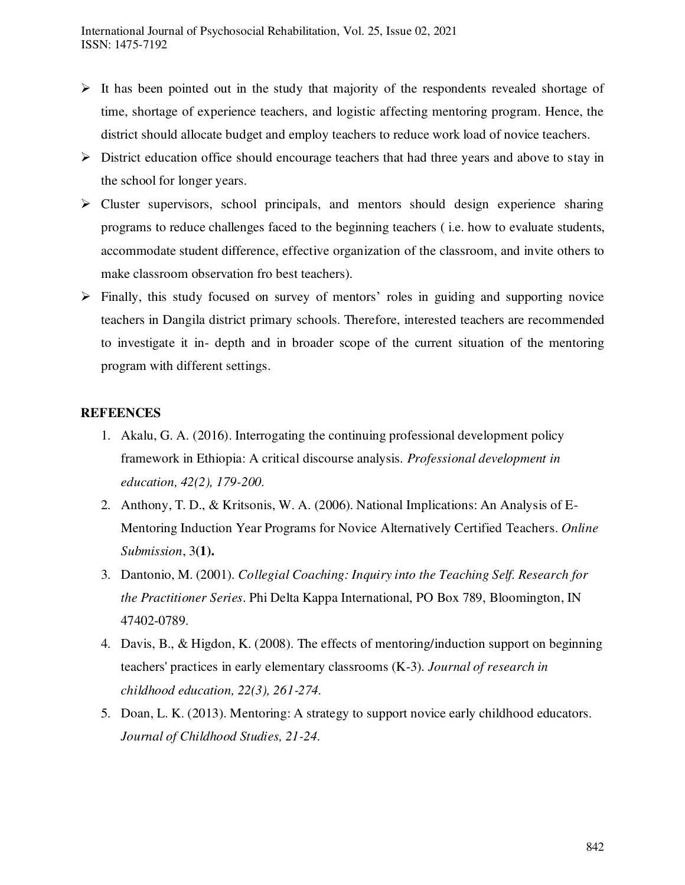- It has been pointed out in the study that majority of the respondents revealed shortage of time, shortage of experience teachers, and logistic affecting mentoring program. Hence, the district should allocate budget and employ teachers to reduce work load of novice teachers.
- District education office should encourage teachers that had three years and above to stay in the school for longer years.
- Cluster supervisors, school principals, and mentors should design experience sharing programs to reduce challenges faced to the beginning teachers ( i.e. how to evaluate students, accommodate student difference, effective organization of the classroom, and invite others to make classroom observation fro best teachers).
- Finally, this study focused on survey of mentors' roles in guiding and supporting novice teachers in Dangila district primary schools. Therefore, interested teachers are recommended to investigate it in- depth and in broader scope of the current situation of the mentoring program with different settings.

**REFEENCES**

1. Akalu, G. A. (2016). Interrogating the continuing professional development policy framework in Ethiopia: A critical discourse analysis. *Professional development in education, 42(2), 179-200.*
2. Anthony, T. D., & Kritsonis, W. A. (2006). National Implications: An Analysis of E-Mentoring Induction Year Programs for Novice Alternatively Certified Teachers. *Online Submission*, 3**(1).**
3. Dantonio, M. (2001). *Collegial Coaching: Inquiry into the Teaching Self. Research for the Practitioner Series*. Phi Delta Kappa International, PO Box 789, Bloomington, IN 47402-0789.
4. Davis, B., & Higdon, K. (2008). The effects of mentoring/induction support on beginning teachers' practices in early elementary classrooms (K-3). *Journal of research in childhood education, 22(3), 261-274.*
5. Doan, L. K. (2013). Mentoring: A strategy to support novice early childhood educators. *Journal of Childhood Studies, 21-24.*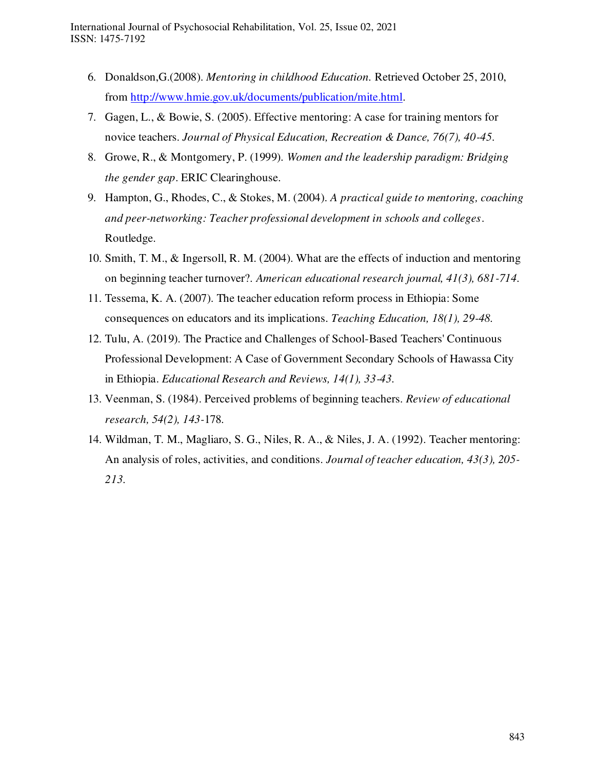6. Donaldson,G.(2008). *Mentoring in childhood Education.* Retrieved October 25, 2010, from http://www.hmie.gov.uk/documents/publication/mite.html.
7. Gagen, L., & Bowie, S. (2005). Effective mentoring: A case for training mentors for novice teachers. *Journal of Physical Education, Recreation & Dance, 76(7), 40-45.*
8. Growe, R., & Montgomery, P. (1999). *Women and the leadership paradigm: Bridging the gender gap*. ERIC Clearinghouse.
9. Hampton, G., Rhodes, C., & Stokes, M. (2004). *A practical guide to mentoring, coaching and peer-networking: Teacher professional development in schools and colleges*. Routledge.
10. Smith, T. M., & Ingersoll, R. M. (2004). What are the effects of induction and mentoring on beginning teacher turnover?. *American educational research journal, 41(3), 681-714.*
11. Tessema, K. A. (2007). The teacher education reform process in Ethiopia: Some consequences on educators and its implications. *Teaching Education, 18(1), 29-48.*
12. Tulu, A. (2019). The Practice and Challenges of School-Based Teachers' Continuous Professional Development: A Case of Government Secondary Schools of Hawassa City in Ethiopia. *Educational Research and Reviews, 14(1), 33-43.*
13. Veenman, S. (1984). Perceived problems of beginning teachers. *Review of educational research, 54(2), 143*-178.
14. Wildman, T. M., Magliaro, S. G., Niles, R. A., & Niles, J. A. (1992). Teacher mentoring: An analysis of roles, activities, and conditions. *Journal of teacher education, 43(3), 205-213.*